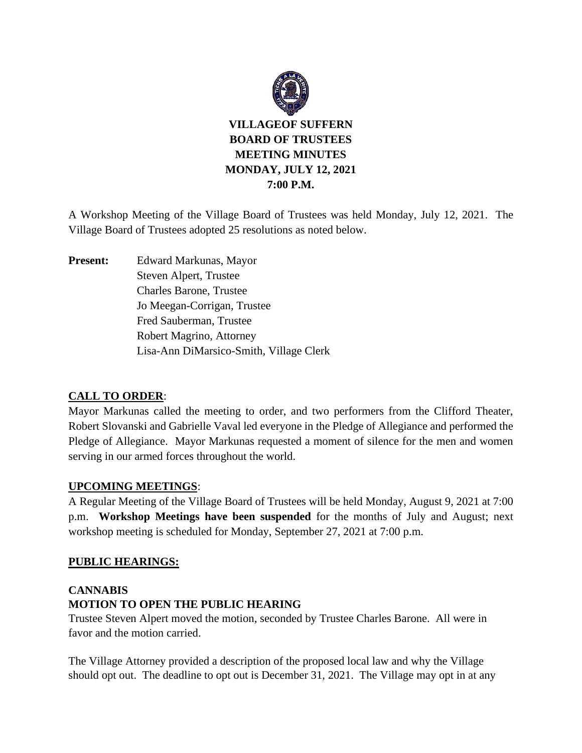# VILLAGEOF SUFFERN
# BOARD OF TRUSTEES
# MEETING MINUTES
# MONDAY, JULY 12, 2021
# 7:00 P.M.

A Workshop Meeting of the Village Board of Trustees was held Monday, July 12, 2021. The Village Board of Trustees adopted 25 resolutions as noted below.

**Present:** Edward Markunas, Mayor
Steven Alpert, Trustee
Charles Barone, Trustee
Jo Meegan-Corrigan, Trustee
Fred Sauberman, Trustee
Robert Magrino, Attorney
Lisa-Ann DiMarsico-Smith, Village Clerk

## CALL TO ORDER:

Mayor Markunas called the meeting to order, and two performers from the Clifford Theater, Robert Slovanski and Gabrielle Vaval led everyone in the Pledge of Allegiance and performed the Pledge of Allegiance. Mayor Markunas requested a moment of silence for the men and women serving in our armed forces throughout the world.

## UPCOMING MEETINGS:

A Regular Meeting of the Village Board of Trustees will be held Monday, August 9, 2021 at 7:00 p.m. **Workshop Meetings have been suspended** for the months of July and August; next workshop meeting is scheduled for Monday, September 27, 2021 at 7:00 p.m.

## PUBLIC HEARINGS:

### CANNABIS
### MOTION TO OPEN THE PUBLIC HEARING

Trustee Steven Alpert moved the motion, seconded by Trustee Charles Barone. All were in favor and the motion carried.

The Village Attorney provided a description of the proposed local law and why the Village should opt out. The deadline to opt out is December 31, 2021. The Village may opt in at any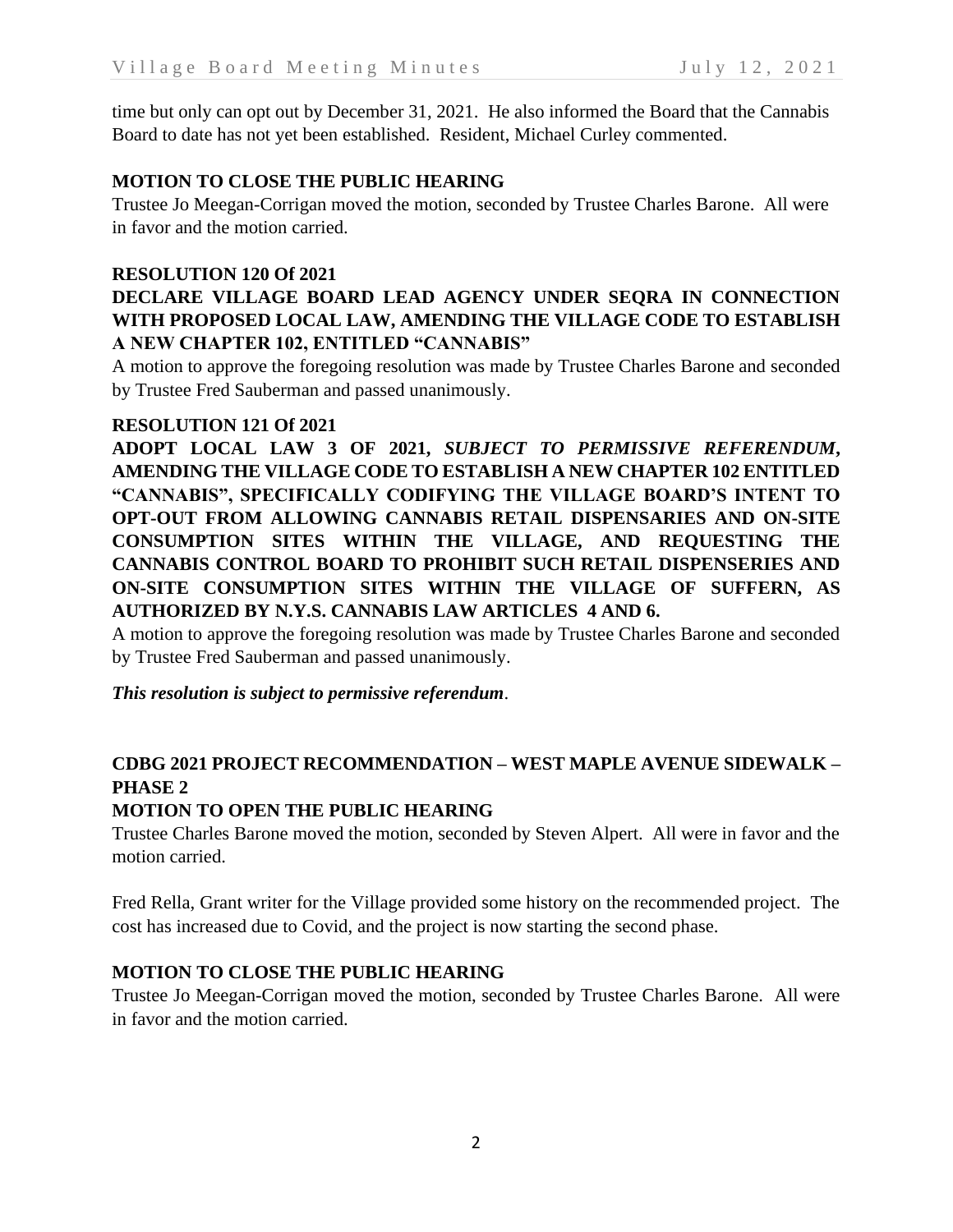time but only can opt out by December 31, 2021. He also informed the Board that the Cannabis Board to date has not yet been established. Resident, Michael Curley commented.

**MOTION TO CLOSE THE PUBLIC HEARING**

Trustee Jo Meegan-Corrigan moved the motion, seconded by Trustee Charles Barone. All were in favor and the motion carried.

**RESOLUTION 120 Of 2021**

**DECLARE VILLAGE BOARD LEAD AGENCY UNDER SEQRA IN CONNECTION WITH PROPOSED LOCAL LAW, AMENDING THE VILLAGE CODE TO ESTABLISH A NEW CHAPTER 102, ENTITLED "CANNABIS"**

A motion to approve the foregoing resolution was made by Trustee Charles Barone and seconded by Trustee Fred Sauberman and passed unanimously.

**RESOLUTION 121 Of 2021**

**ADOPT LOCAL LAW 3 OF 2021, *SUBJECT TO PERMISSIVE REFERENDUM*, AMENDING THE VILLAGE CODE TO ESTABLISH A NEW CHAPTER 102 ENTITLED "CANNABIS", SPECIFICALLY CODIFYING THE VILLAGE BOARD'S INTENT TO OPT-OUT FROM ALLOWING CANNABIS RETAIL DISPENSARIES AND ON-SITE CONSUMPTION SITES WITHIN THE VILLAGE, AND REQUESTING THE CANNABIS CONTROL BOARD TO PROHIBIT SUCH RETAIL DISPENSERIES AND ON-SITE CONSUMPTION SITES WITHIN THE VILLAGE OF SUFFERN, AS AUTHORIZED BY N.Y.S. CANNABIS LAW ARTICLES 4 AND 6.**

A motion to approve the foregoing resolution was made by Trustee Charles Barone and seconded by Trustee Fred Sauberman and passed unanimously.

***This resolution is subject to permissive referendum*.**

**CDBG 2021 PROJECT RECOMMENDATION – WEST MAPLE AVENUE SIDEWALK – PHASE 2**

**MOTION TO OPEN THE PUBLIC HEARING**

Trustee Charles Barone moved the motion, seconded by Steven Alpert. All were in favor and the motion carried.

Fred Rella, Grant writer for the Village provided some history on the recommended project. The cost has increased due to Covid, and the project is now starting the second phase.

**MOTION TO CLOSE THE PUBLIC HEARING**

Trustee Jo Meegan-Corrigan moved the motion, seconded by Trustee Charles Barone. All were in favor and the motion carried.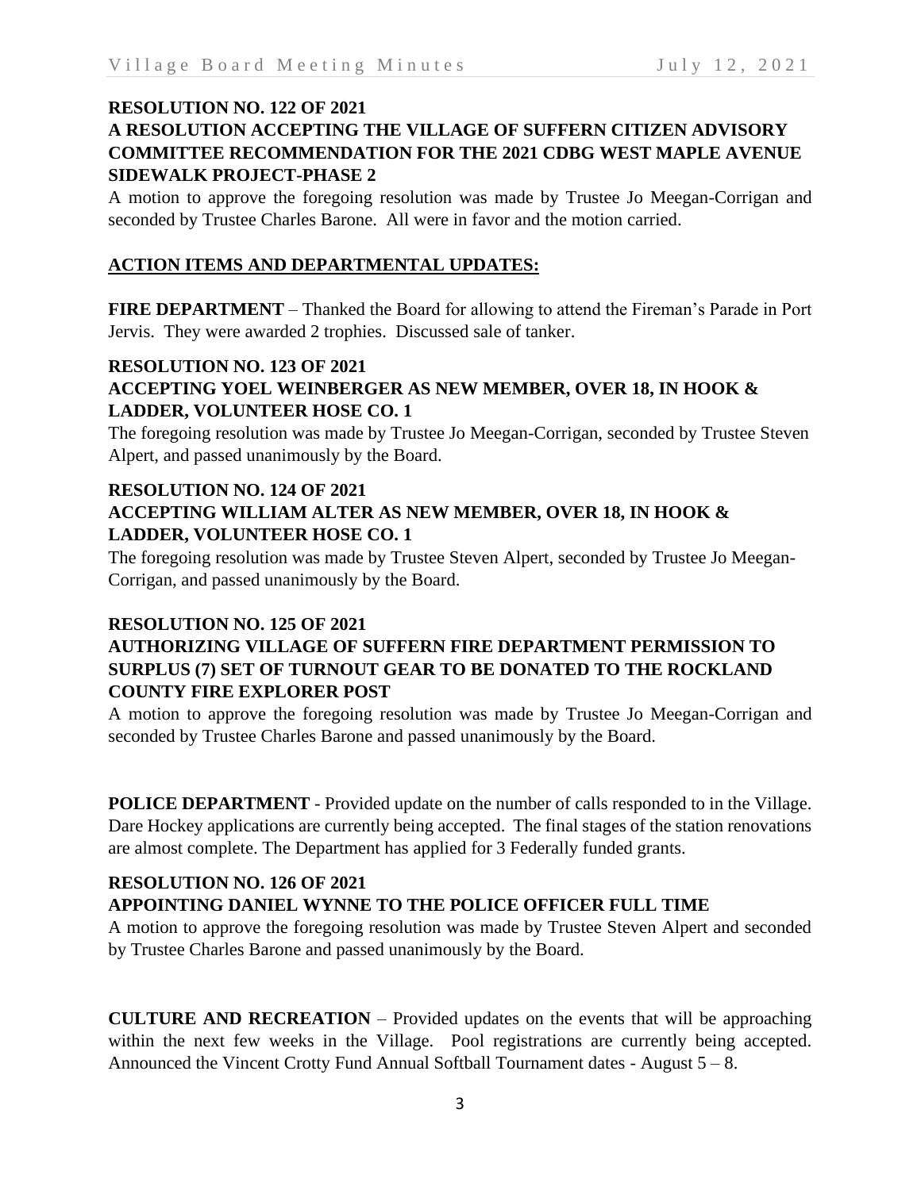**RESOLUTION NO. 122 OF 2021**
**A RESOLUTION ACCEPTING THE VILLAGE OF SUFFERN CITIZEN ADVISORY COMMITTEE RECOMMENDATION FOR THE 2021 CDBG WEST MAPLE AVENUE SIDEWALK PROJECT-PHASE 2**

A motion to approve the foregoing resolution was made by Trustee Jo Meegan-Corrigan and seconded by Trustee Charles Barone. All were in favor and the motion carried.

## ACTION ITEMS AND DEPARTMENTAL UPDATES:

**FIRE DEPARTMENT** – Thanked the Board for allowing to attend the Fireman's Parade in Port Jervis. They were awarded 2 trophies. Discussed sale of tanker.

**RESOLUTION NO. 123 OF 2021**
**ACCEPTING YOEL WEINBERGER AS NEW MEMBER, OVER 18, IN HOOK & LADDER, VOLUNTEER HOSE CO. 1**

The foregoing resolution was made by Trustee Jo Meegan-Corrigan, seconded by Trustee Steven Alpert, and passed unanimously by the Board.

**RESOLUTION NO. 124 OF 2021**
**ACCEPTING WILLIAM ALTER AS NEW MEMBER, OVER 18, IN HOOK & LADDER, VOLUNTEER HOSE CO. 1**

The foregoing resolution was made by Trustee Steven Alpert, seconded by Trustee Jo Meegan-Corrigan, and passed unanimously by the Board.

**RESOLUTION NO. 125 OF 2021**
**AUTHORIZING VILLAGE OF SUFFERN FIRE DEPARTMENT PERMISSION TO SURPLUS (7) SET OF TURNOUT GEAR TO BE DONATED TO THE ROCKLAND COUNTY FIRE EXPLORER POST**

A motion to approve the foregoing resolution was made by Trustee Jo Meegan-Corrigan and seconded by Trustee Charles Barone and passed unanimously by the Board.

**POLICE DEPARTMENT** - Provided update on the number of calls responded to in the Village. Dare Hockey applications are currently being accepted. The final stages of the station renovations are almost complete. The Department has applied for 3 Federally funded grants.

**RESOLUTION NO. 126 OF 2021**
**APPOINTING DANIEL WYNNE TO THE POLICE OFFICER FULL TIME**

A motion to approve the foregoing resolution was made by Trustee Steven Alpert and seconded by Trustee Charles Barone and passed unanimously by the Board.

**CULTURE AND RECREATION** – Provided updates on the events that will be approaching within the next few weeks in the Village. Pool registrations are currently being accepted. Announced the Vincent Crotty Fund Annual Softball Tournament dates - August 5 – 8.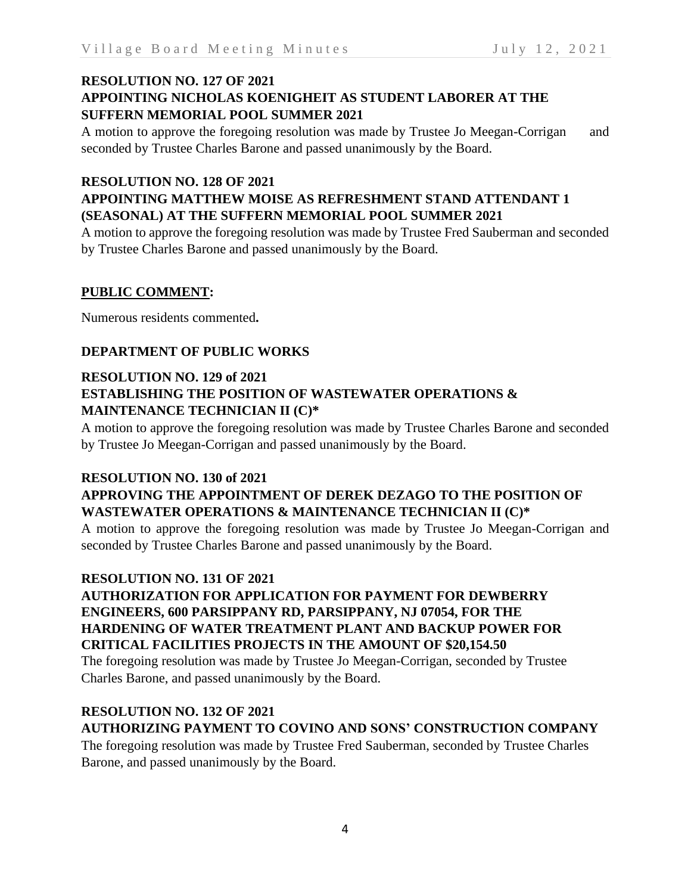**RESOLUTION NO. 127 OF 2021**
**APPOINTING NICHOLAS KOENIGHEIT AS STUDENT LABORER AT THE SUFFERN MEMORIAL POOL SUMMER 2021**

A motion to approve the foregoing resolution was made by Trustee Jo Meegan-Corrigan and seconded by Trustee Charles Barone and passed unanimously by the Board.

**RESOLUTION NO. 128 OF 2021**
**APPOINTING MATTHEW MOISE AS REFRESHMENT STAND ATTENDANT 1 (SEASONAL) AT THE SUFFERN MEMORIAL POOL SUMMER 2021**

A motion to approve the foregoing resolution was made by Trustee Fred Sauberman and seconded by Trustee Charles Barone and passed unanimously by the Board.

**PUBLIC COMMENT:**

Numerous residents commented**.**

**DEPARTMENT OF PUBLIC WORKS**

**RESOLUTION NO. 129 of 2021**
**ESTABLISHING THE POSITION OF WASTEWATER OPERATIONS & MAINTENANCE TECHNICIAN II (C)***

A motion to approve the foregoing resolution was made by Trustee Charles Barone and seconded by Trustee Jo Meegan-Corrigan and passed unanimously by the Board.

**RESOLUTION NO. 130 of 2021**
**APPROVING THE APPOINTMENT OF DEREK DEZAGO TO THE POSITION OF WASTEWATER OPERATIONS & MAINTENANCE TECHNICIAN II (C)***

A motion to approve the foregoing resolution was made by Trustee Jo Meegan-Corrigan and seconded by Trustee Charles Barone and passed unanimously by the Board.

**RESOLUTION NO. 131 OF 2021**
**AUTHORIZATION FOR APPLICATION FOR PAYMENT FOR DEWBERRY ENGINEERS, 600 PARSIPPANY RD, PARSIPPANY, NJ 07054, FOR THE HARDENING OF WATER TREATMENT PLANT AND BACKUP POWER FOR CRITICAL FACILITIES PROJECTS IN THE AMOUNT OF $20,154.50**

The foregoing resolution was made by Trustee Jo Meegan-Corrigan, seconded by Trustee Charles Barone, and passed unanimously by the Board.

**RESOLUTION NO. 132 OF 2021**
**AUTHORIZING PAYMENT TO COVINO AND SONS' CONSTRUCTION COMPANY**

The foregoing resolution was made by Trustee Fred Sauberman, seconded by Trustee Charles Barone, and passed unanimously by the Board.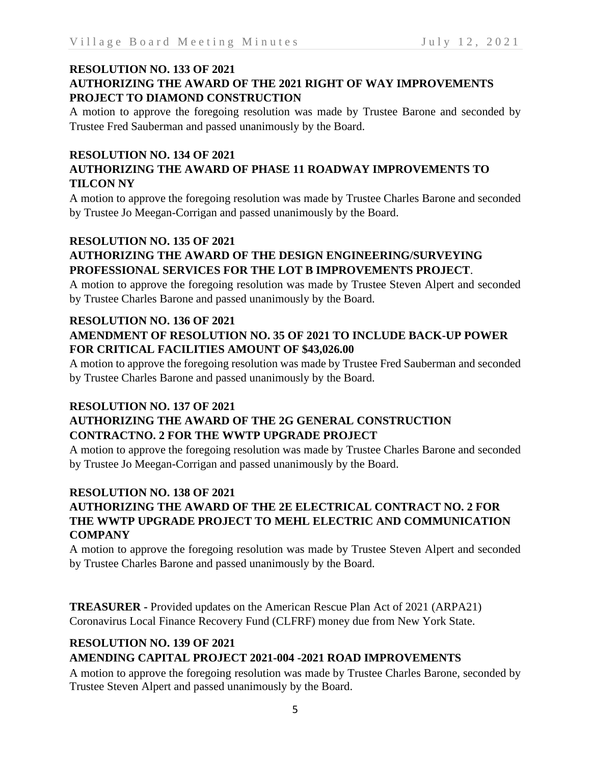**RESOLUTION NO. 133 OF 2021**
**AUTHORIZING THE AWARD OF THE 2021 RIGHT OF WAY IMPROVEMENTS PROJECT TO DIAMOND CONSTRUCTION**

A motion to approve the foregoing resolution was made by Trustee Barone and seconded by Trustee Fred Sauberman and passed unanimously by the Board.

**RESOLUTION NO. 134 OF 2021**
**AUTHORIZING THE AWARD OF PHASE 11 ROADWAY IMPROVEMENTS TO TILCON NY**

A motion to approve the foregoing resolution was made by Trustee Charles Barone and seconded by Trustee Jo Meegan-Corrigan and passed unanimously by the Board.

**RESOLUTION NO. 135 OF 2021**
**AUTHORIZING THE AWARD OF THE DESIGN ENGINEERING/SURVEYING PROFESSIONAL SERVICES FOR THE LOT B IMPROVEMENTS PROJECT**.

A motion to approve the foregoing resolution was made by Trustee Steven Alpert and seconded by Trustee Charles Barone and passed unanimously by the Board.

**RESOLUTION NO. 136 OF 2021**
**AMENDMENT OF RESOLUTION NO. 35 OF 2021 TO INCLUDE BACK-UP POWER FOR CRITICAL FACILITIES AMOUNT OF $43,026.00**

A motion to approve the foregoing resolution was made by Trustee Fred Sauberman and seconded by Trustee Charles Barone and passed unanimously by the Board.

**RESOLUTION NO. 137 OF 2021**
**AUTHORIZING THE AWARD OF THE 2G GENERAL CONSTRUCTION CONTRACTNO. 2 FOR THE WWTP UPGRADE PROJECT**

A motion to approve the foregoing resolution was made by Trustee Charles Barone and seconded by Trustee Jo Meegan-Corrigan and passed unanimously by the Board.

**RESOLUTION NO. 138 OF 2021**
**AUTHORIZING THE AWARD OF THE 2E ELECTRICAL CONTRACT NO. 2 FOR THE WWTP UPGRADE PROJECT TO MEHL ELECTRIC AND COMMUNICATION COMPANY**

A motion to approve the foregoing resolution was made by Trustee Steven Alpert and seconded by Trustee Charles Barone and passed unanimously by the Board.

**TREASURER -** Provided updates on the American Rescue Plan Act of 2021 (ARPA21) Coronavirus Local Finance Recovery Fund (CLFRF) money due from New York State.

**RESOLUTION NO. 139 OF 2021**
**AMENDING CAPITAL PROJECT 2021-004 -2021 ROAD IMPROVEMENTS**

A motion to approve the foregoing resolution was made by Trustee Charles Barone, seconded by Trustee Steven Alpert and passed unanimously by the Board.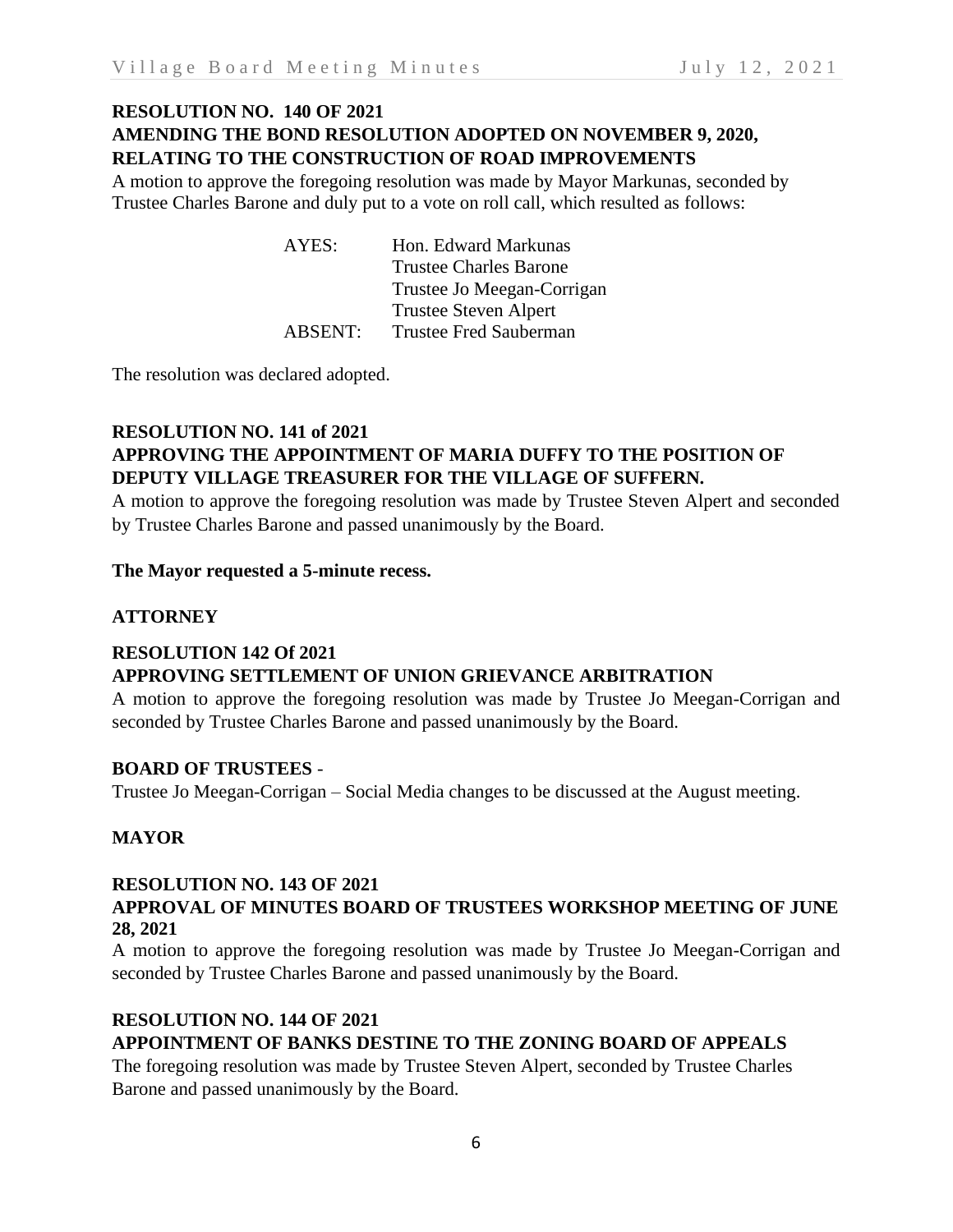**RESOLUTION NO. 140 OF 2021**
**AMENDING THE BOND RESOLUTION ADOPTED ON NOVEMBER 9, 2020, RELATING TO THE CONSTRUCTION OF ROAD IMPROVEMENTS**

A motion to approve the foregoing resolution was made by Mayor Markunas, seconded by Trustee Charles Barone and duly put to a vote on roll call, which resulted as follows:

| | |
|---|---|
| AYES: | Hon. Edward Markunas |
| | Trustee Charles Barone |
| | Trustee Jo Meegan-Corrigan |
| | Trustee Steven Alpert |
| ABSENT: | Trustee Fred Sauberman |

The resolution was declared adopted.

**RESOLUTION NO. 141 of 2021**
**APPROVING THE APPOINTMENT OF MARIA DUFFY TO THE POSITION OF DEPUTY VILLAGE TREASURER FOR THE VILLAGE OF SUFFERN.**

A motion to approve the foregoing resolution was made by Trustee Steven Alpert and seconded by Trustee Charles Barone and passed unanimously by the Board.

**The Mayor requested a 5-minute recess.**

**ATTORNEY**

**RESOLUTION 142 Of 2021**
**APPROVING SETTLEMENT OF UNION GRIEVANCE ARBITRATION**

A motion to approve the foregoing resolution was made by Trustee Jo Meegan-Corrigan and seconded by Trustee Charles Barone and passed unanimously by the Board.

**BOARD OF TRUSTEES -**

Trustee Jo Meegan-Corrigan – Social Media changes to be discussed at the August meeting.

**MAYOR**

**RESOLUTION NO. 143 OF 2021**
**APPROVAL OF MINUTES BOARD OF TRUSTEES WORKSHOP MEETING OF JUNE 28, 2021**

A motion to approve the foregoing resolution was made by Trustee Jo Meegan-Corrigan and seconded by Trustee Charles Barone and passed unanimously by the Board.

**RESOLUTION NO. 144 OF 2021**
**APPOINTMENT OF BANKS DESTINE TO THE ZONING BOARD OF APPEALS**

The foregoing resolution was made by Trustee Steven Alpert, seconded by Trustee Charles Barone and passed unanimously by the Board.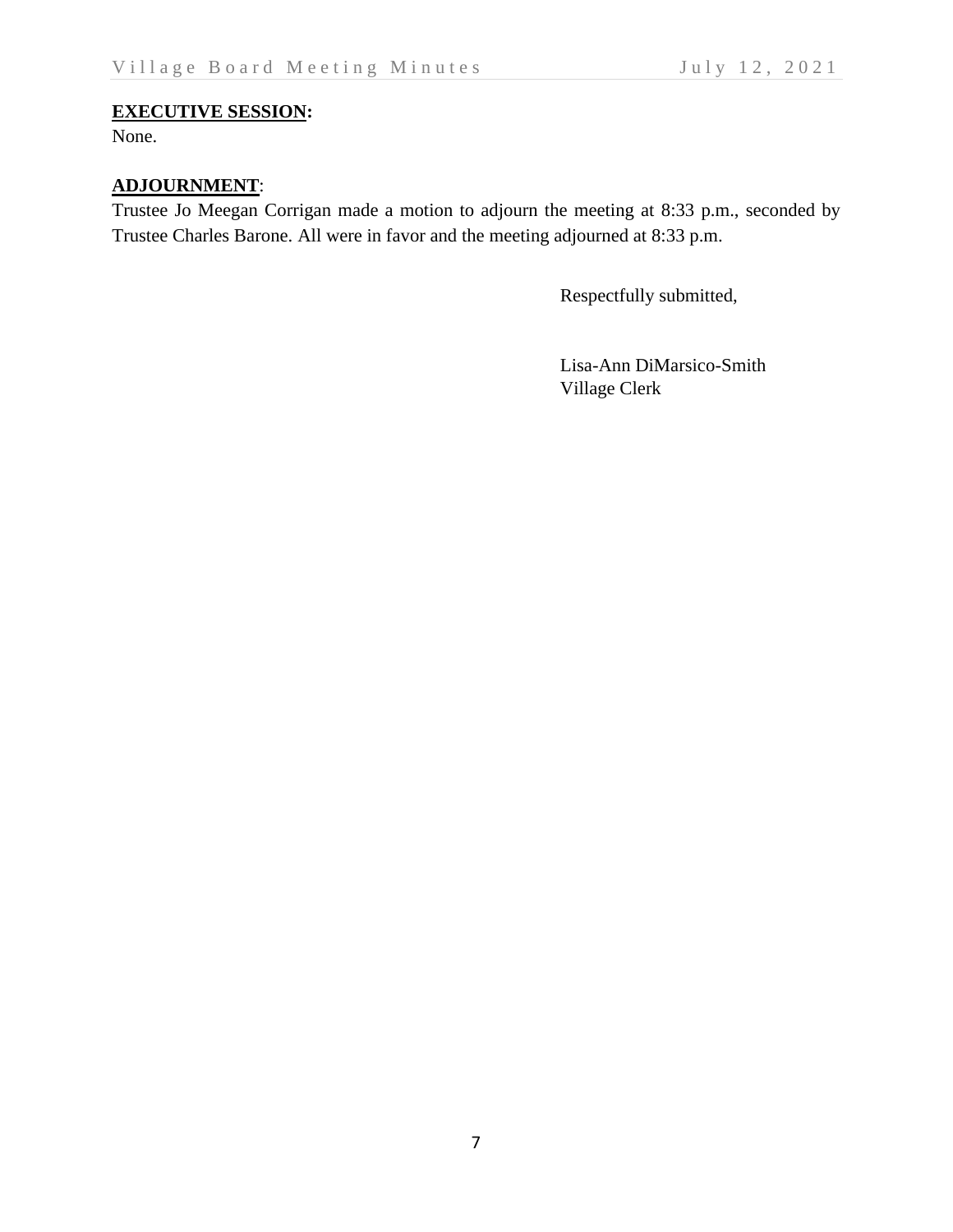**EXECUTIVE SESSION:**
None.

**ADJOURNMENT**:
Trustee Jo Meegan Corrigan made a motion to adjourn the meeting at 8:33 p.m., seconded by Trustee Charles Barone. All were in favor and the meeting adjourned at 8:33 p.m.

Respectfully submitted,

Lisa-Ann DiMarsico-Smith
Village Clerk